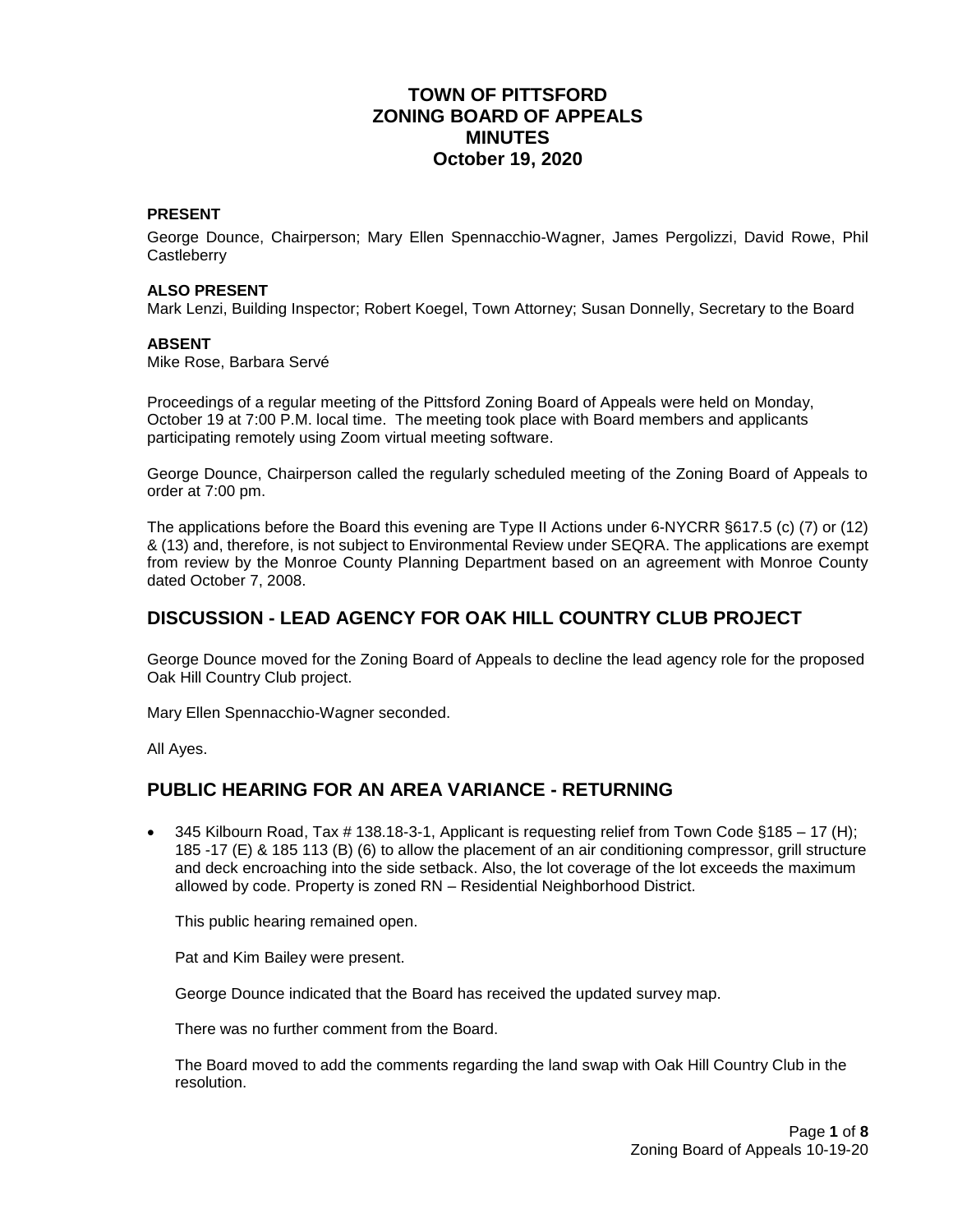# TOWN OF PITTSFORD
# ZONING BOARD OF APPEALS
# MINUTES
# October 19, 2020

**PRESENT**

George Dounce, Chairperson; Mary Ellen Spennacchio-Wagner, James Pergolizzi, David Rowe, Phil Castleberry

**ALSO PRESENT**

Mark Lenzi, Building Inspector; Robert Koegel, Town Attorney; Susan Donnelly, Secretary to the Board

**ABSENT**

Mike Rose, Barbara Servé

Proceedings of a regular meeting of the Pittsford Zoning Board of Appeals were held on Monday, October 19 at 7:00 P.M. local time. The meeting took place with Board members and applicants participating remotely using Zoom virtual meeting software.

George Dounce, Chairperson called the regularly scheduled meeting of the Zoning Board of Appeals to order at 7:00 pm.

The applications before the Board this evening are Type II Actions under 6-NYCRR §617.5 (c) (7) or (12) & (13) and, therefore, is not subject to Environmental Review under SEQRA. The applications are exempt from review by the Monroe County Planning Department based on an agreement with Monroe County dated October 7, 2008.

## DISCUSSION - LEAD AGENCY FOR OAK HILL COUNTRY CLUB PROJECT

George Dounce moved for the Zoning Board of Appeals to decline the lead agency role for the proposed Oak Hill Country Club project.

Mary Ellen Spennacchio-Wagner seconded.

All Ayes.

## PUBLIC HEARING FOR AN AREA VARIANCE - RETURNING

- 345 Kilbourn Road, Tax # 138.18-3-1, Applicant is requesting relief from Town Code §185 – 17 (H); 185 -17 (E) & 185 113 (B) (6) to allow the placement of an air conditioning compressor, grill structure and deck encroaching into the side setback. Also, the lot coverage of the lot exceeds the maximum allowed by code. Property is zoned RN – Residential Neighborhood District.

  This public hearing remained open.

  Pat and Kim Bailey were present.

  George Dounce indicated that the Board has received the updated survey map.

  There was no further comment from the Board.

  The Board moved to add the comments regarding the land swap with Oak Hill Country Club in the resolution.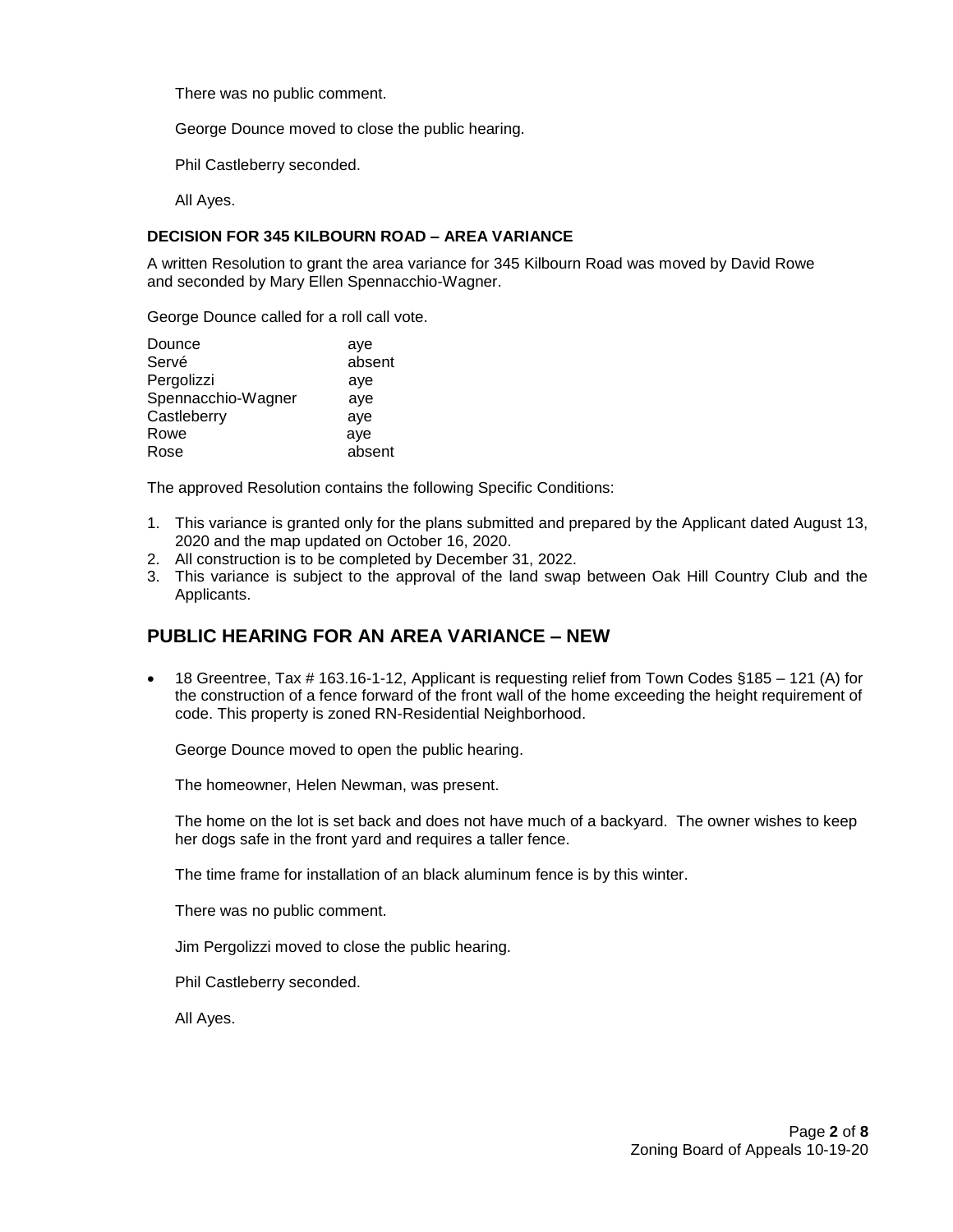There was no public comment.

George Dounce moved to close the public hearing.

Phil Castleberry seconded.

All Ayes.

**DECISION FOR 345 KILBOURN ROAD – AREA VARIANCE**

A written Resolution to grant the area variance for 345 Kilbourn Road was moved by David Rowe and seconded by Mary Ellen Spennacchio-Wagner.

George Dounce called for a roll call vote.

| | |
|---|---|
| Dounce | aye |
| Servé | absent |
| Pergolizzi | aye |
| Spennacchio-Wagner | aye |
| Castleberry | aye |
| Rowe | aye |
| Rose | absent |

The approved Resolution contains the following Specific Conditions:

1. This variance is granted only for the plans submitted and prepared by the Applicant dated August 13, 2020 and the map updated on October 16, 2020.
2. All construction is to be completed by December 31, 2022.
3. This variance is subject to the approval of the land swap between Oak Hill Country Club and the Applicants.

## PUBLIC HEARING FOR AN AREA VARIANCE – NEW

- 18 Greentree, Tax # 163.16-1-12, Applicant is requesting relief from Town Codes §185 – 121 (A) for the construction of a fence forward of the front wall of the home exceeding the height requirement of code. This property is zoned RN-Residential Neighborhood.

  George Dounce moved to open the public hearing.

  The homeowner, Helen Newman, was present.

  The home on the lot is set back and does not have much of a backyard. The owner wishes to keep her dogs safe in the front yard and requires a taller fence.

  The time frame for installation of an black aluminum fence is by this winter.

  There was no public comment.

  Jim Pergolizzi moved to close the public hearing.

  Phil Castleberry seconded.

  All Ayes.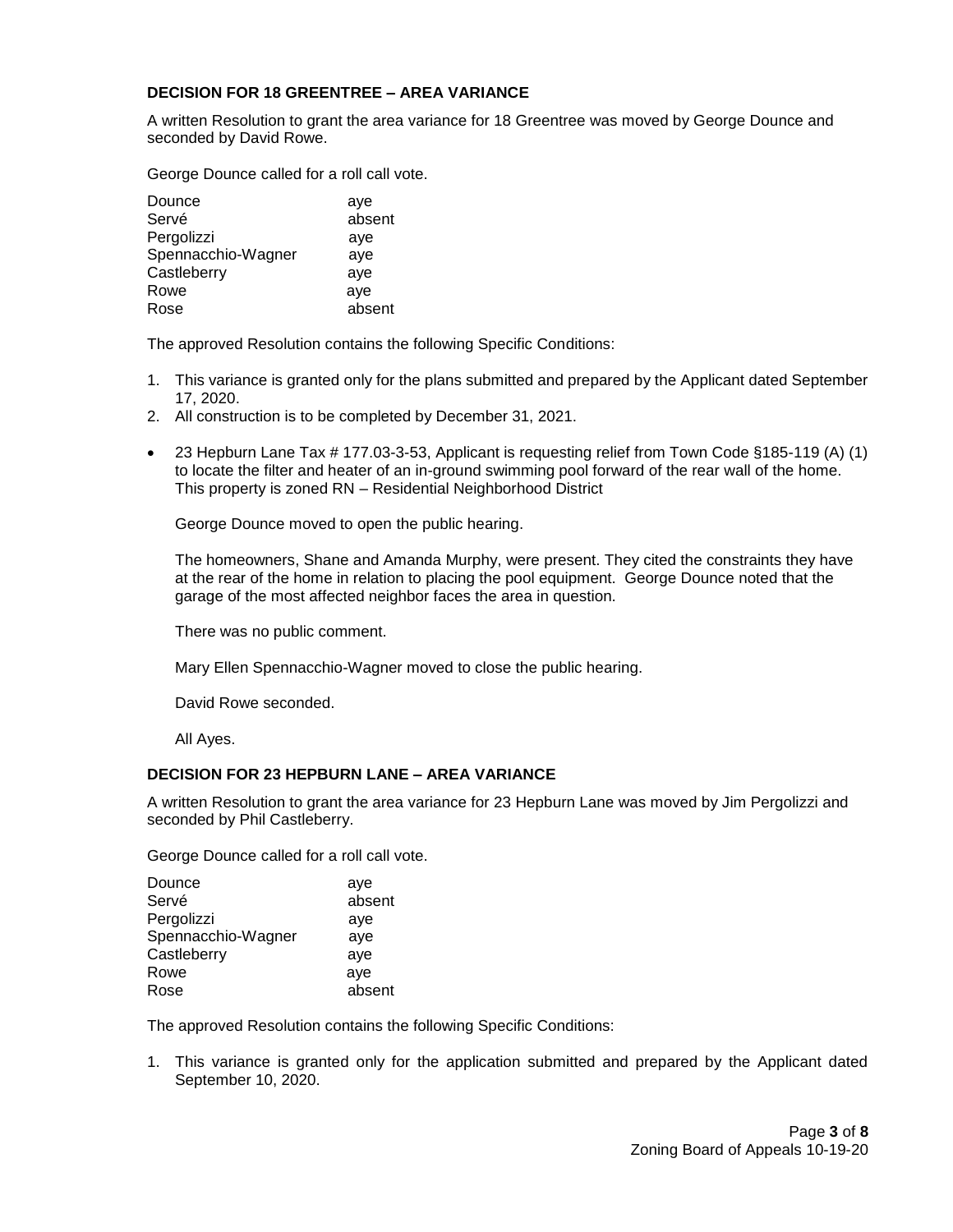### DECISION FOR 18 GREENTREE – AREA VARIANCE

A written Resolution to grant the area variance for 18 Greentree was moved by George Dounce and seconded by David Rowe.

George Dounce called for a roll call vote.

| | |
|---|---|
| Dounce | aye |
| Servé | absent |
| Pergolizzi | aye |
| Spennacchio-Wagner | aye |
| Castleberry | aye |
| Rowe | aye |
| Rose | absent |

The approved Resolution contains the following Specific Conditions:

1. This variance is granted only for the plans submitted and prepared by the Applicant dated September 17, 2020.
2. All construction is to be completed by December 31, 2021.

- 23 Hepburn Lane Tax # 177.03-3-53, Applicant is requesting relief from Town Code §185-119 (A) (1) to locate the filter and heater of an in-ground swimming pool forward of the rear wall of the home. This property is zoned RN – Residential Neighborhood District

  George Dounce moved to open the public hearing.

  The homeowners, Shane and Amanda Murphy, were present. They cited the constraints they have at the rear of the home in relation to placing the pool equipment. George Dounce noted that the garage of the most affected neighbor faces the area in question.

  There was no public comment.

  Mary Ellen Spennacchio-Wagner moved to close the public hearing.

  David Rowe seconded.

  All Ayes.

### DECISION FOR 23 HEPBURN LANE – AREA VARIANCE

A written Resolution to grant the area variance for 23 Hepburn Lane was moved by Jim Pergolizzi and seconded by Phil Castleberry.

George Dounce called for a roll call vote.

| | |
|---|---|
| Dounce | aye |
| Servé | absent |
| Pergolizzi | aye |
| Spennacchio-Wagner | aye |
| Castleberry | aye |
| Rowe | aye |
| Rose | absent |

The approved Resolution contains the following Specific Conditions:

1. This variance is granted only for the application submitted and prepared by the Applicant dated September 10, 2020.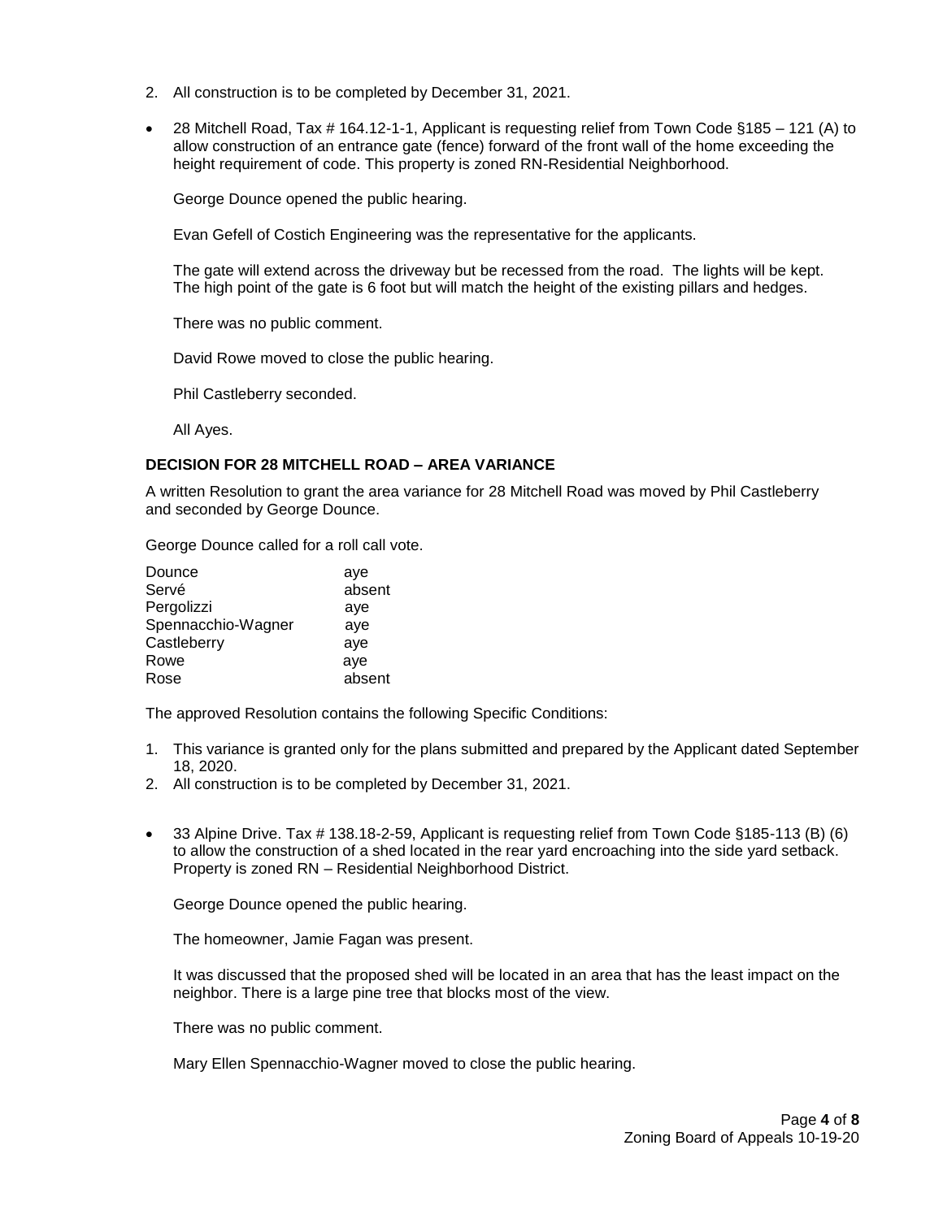2. All construction is to be completed by December 31, 2021.

- 28 Mitchell Road, Tax # 164.12-1-1, Applicant is requesting relief from Town Code §185 – 121 (A) to allow construction of an entrance gate (fence) forward of the front wall of the home exceeding the height requirement of code. This property is zoned RN-Residential Neighborhood.

  George Dounce opened the public hearing.

  Evan Gefell of Costich Engineering was the representative for the applicants.

  The gate will extend across the driveway but be recessed from the road. The lights will be kept. The high point of the gate is 6 foot but will match the height of the existing pillars and hedges.

  There was no public comment.

  David Rowe moved to close the public hearing.

  Phil Castleberry seconded.

  All Ayes.

**DECISION FOR 28 MITCHELL ROAD – AREA VARIANCE**

A written Resolution to grant the area variance for 28 Mitchell Road was moved by Phil Castleberry and seconded by George Dounce.

George Dounce called for a roll call vote.

| | |
|---|---|
| Dounce | aye |
| Servé | absent |
| Pergolizzi | aye |
| Spennacchio-Wagner | aye |
| Castleberry | aye |
| Rowe | aye |
| Rose | absent |

The approved Resolution contains the following Specific Conditions:

1. This variance is granted only for the plans submitted and prepared by the Applicant dated September 18, 2020.
2. All construction is to be completed by December 31, 2021.

- 33 Alpine Drive. Tax # 138.18-2-59, Applicant is requesting relief from Town Code §185-113 (B) (6) to allow the construction of a shed located in the rear yard encroaching into the side yard setback. Property is zoned RN – Residential Neighborhood District.

  George Dounce opened the public hearing.

  The homeowner, Jamie Fagan was present.

  It was discussed that the proposed shed will be located in an area that has the least impact on the neighbor. There is a large pine tree that blocks most of the view.

  There was no public comment.

  Mary Ellen Spennacchio-Wagner moved to close the public hearing.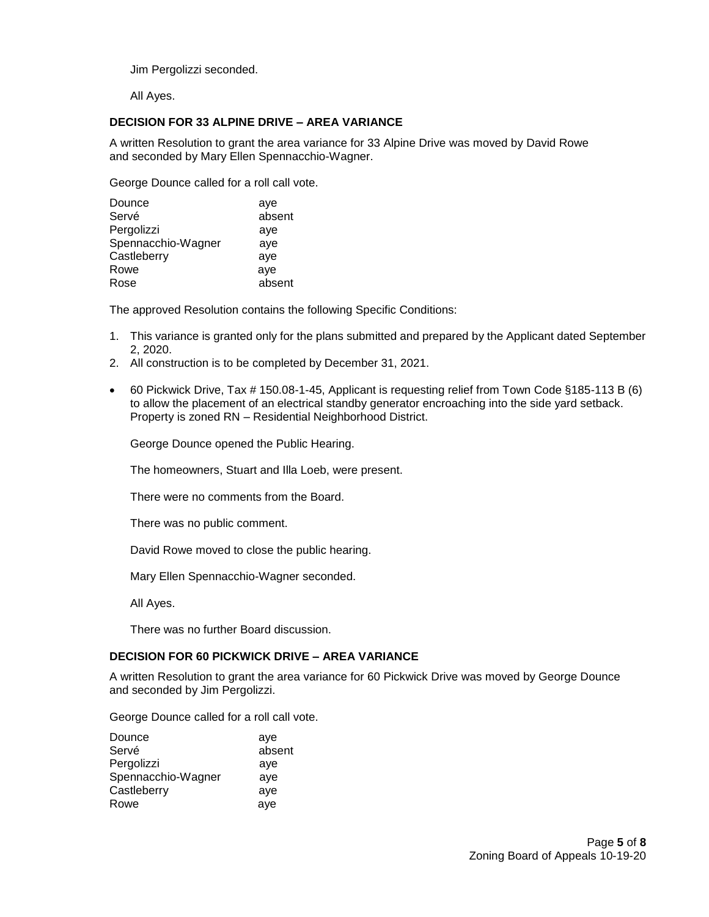Jim Pergolizzi seconded.

All Ayes.

**DECISION FOR 33 ALPINE DRIVE – AREA VARIANCE**

A written Resolution to grant the area variance for 33 Alpine Drive was moved by David Rowe and seconded by Mary Ellen Spennacchio-Wagner.

George Dounce called for a roll call vote.

| | |
|---|---|
| Dounce | aye |
| Servé | absent |
| Pergolizzi | aye |
| Spennacchio-Wagner | aye |
| Castleberry | aye |
| Rowe | aye |
| Rose | absent |

The approved Resolution contains the following Specific Conditions:

1. This variance is granted only for the plans submitted and prepared by the Applicant dated September 2, 2020.
2. All construction is to be completed by December 31, 2021.

- 60 Pickwick Drive, Tax # 150.08-1-45, Applicant is requesting relief from Town Code §185-113 B (6) to allow the placement of an electrical standby generator encroaching into the side yard setback. Property is zoned RN – Residential Neighborhood District.

  George Dounce opened the Public Hearing.

  The homeowners, Stuart and Illa Loeb, were present.

  There were no comments from the Board.

  There was no public comment.

  David Rowe moved to close the public hearing.

  Mary Ellen Spennacchio-Wagner seconded.

  All Ayes.

  There was no further Board discussion.

**DECISION FOR 60 PICKWICK DRIVE – AREA VARIANCE**

A written Resolution to grant the area variance for 60 Pickwick Drive was moved by George Dounce and seconded by Jim Pergolizzi.

George Dounce called for a roll call vote.

| | |
|---|---|
| Dounce | aye |
| Servé | absent |
| Pergolizzi | aye |
| Spennacchio-Wagner | aye |
| Castleberry | aye |
| Rowe | aye |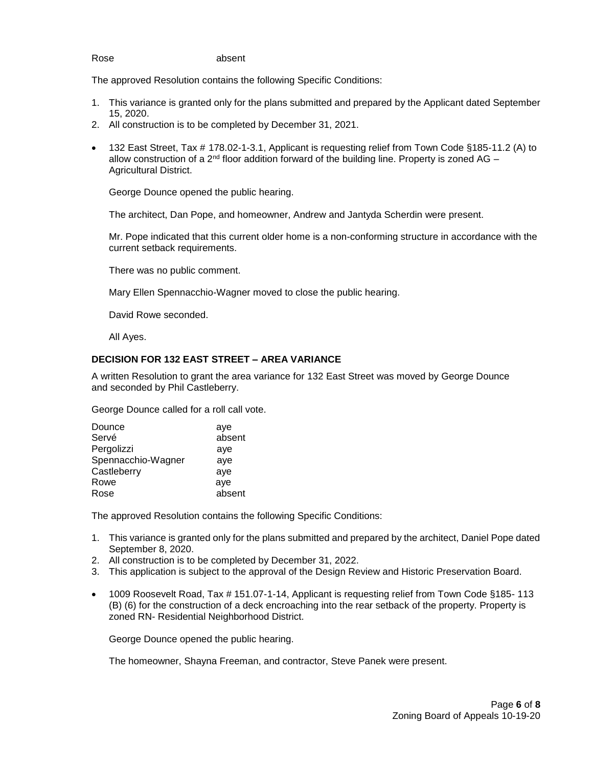| Rose | absent |
|---|---|

The approved Resolution contains the following Specific Conditions:

1. This variance is granted only for the plans submitted and prepared by the Applicant dated September 15, 2020.
2. All construction is to be completed by December 31, 2021.

- 132 East Street, Tax # 178.02-1-3.1, Applicant is requesting relief from Town Code §185-11.2 (A) to allow construction of a 2nd floor addition forward of the building line. Property is zoned AG – Agricultural District.

  George Dounce opened the public hearing.

  The architect, Dan Pope, and homeowner, Andrew and Jantyda Scherdin were present.

  Mr. Pope indicated that this current older home is a non-conforming structure in accordance with the current setback requirements.

  There was no public comment.

  Mary Ellen Spennacchio-Wagner moved to close the public hearing.

  David Rowe seconded.

  All Ayes.

**DECISION FOR 132 EAST STREET – AREA VARIANCE**

A written Resolution to grant the area variance for 132 East Street was moved by George Dounce and seconded by Phil Castleberry.

George Dounce called for a roll call vote.

| | |
|---|---|
| Dounce | aye |
| Servé | absent |
| Pergolizzi | aye |
| Spennacchio-Wagner | aye |
| Castleberry | aye |
| Rowe | aye |
| Rose | absent |

The approved Resolution contains the following Specific Conditions:

1. This variance is granted only for the plans submitted and prepared by the architect, Daniel Pope dated September 8, 2020.
2. All construction is to be completed by December 31, 2022.
3. This application is subject to the approval of the Design Review and Historic Preservation Board.

- 1009 Roosevelt Road, Tax # 151.07-1-14, Applicant is requesting relief from Town Code §185- 113 (B) (6) for the construction of a deck encroaching into the rear setback of the property. Property is zoned RN- Residential Neighborhood District.

  George Dounce opened the public hearing.

  The homeowner, Shayna Freeman, and contractor, Steve Panek were present.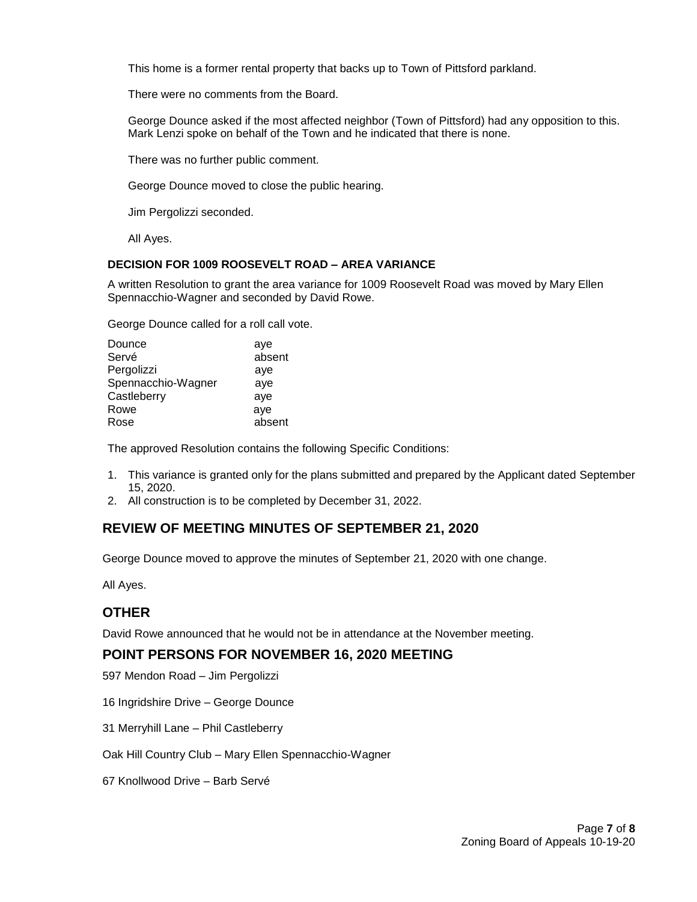This home is a former rental property that backs up to Town of Pittsford parkland.

There were no comments from the Board.

George Dounce asked if the most affected neighbor (Town of Pittsford) had any opposition to this. Mark Lenzi spoke on behalf of the Town and he indicated that there is none.

There was no further public comment.

George Dounce moved to close the public hearing.

Jim Pergolizzi seconded.

All Ayes.

### DECISION FOR 1009 ROOSEVELT ROAD – AREA VARIANCE

A written Resolution to grant the area variance for 1009 Roosevelt Road was moved by Mary Ellen Spennacchio-Wagner and seconded by David Rowe.

George Dounce called for a roll call vote.

| | |
|---|---|
| Dounce | aye |
| Servé | absent |
| Pergolizzi | aye |
| Spennacchio-Wagner | aye |
| Castleberry | aye |
| Rowe | aye |
| Rose | absent |

The approved Resolution contains the following Specific Conditions:

1. This variance is granted only for the plans submitted and prepared by the Applicant dated September 15, 2020.
2. All construction is to be completed by December 31, 2022.

## REVIEW OF MEETING MINUTES OF SEPTEMBER 21, 2020

George Dounce moved to approve the minutes of September 21, 2020 with one change.

All Ayes.

## OTHER

David Rowe announced that he would not be in attendance at the November meeting.

## POINT PERSONS FOR NOVEMBER 16, 2020 MEETING

597 Mendon Road – Jim Pergolizzi

16 Ingridshire Drive – George Dounce

31 Merryhill Lane – Phil Castleberry

Oak Hill Country Club – Mary Ellen Spennacchio-Wagner

67 Knollwood Drive – Barb Servé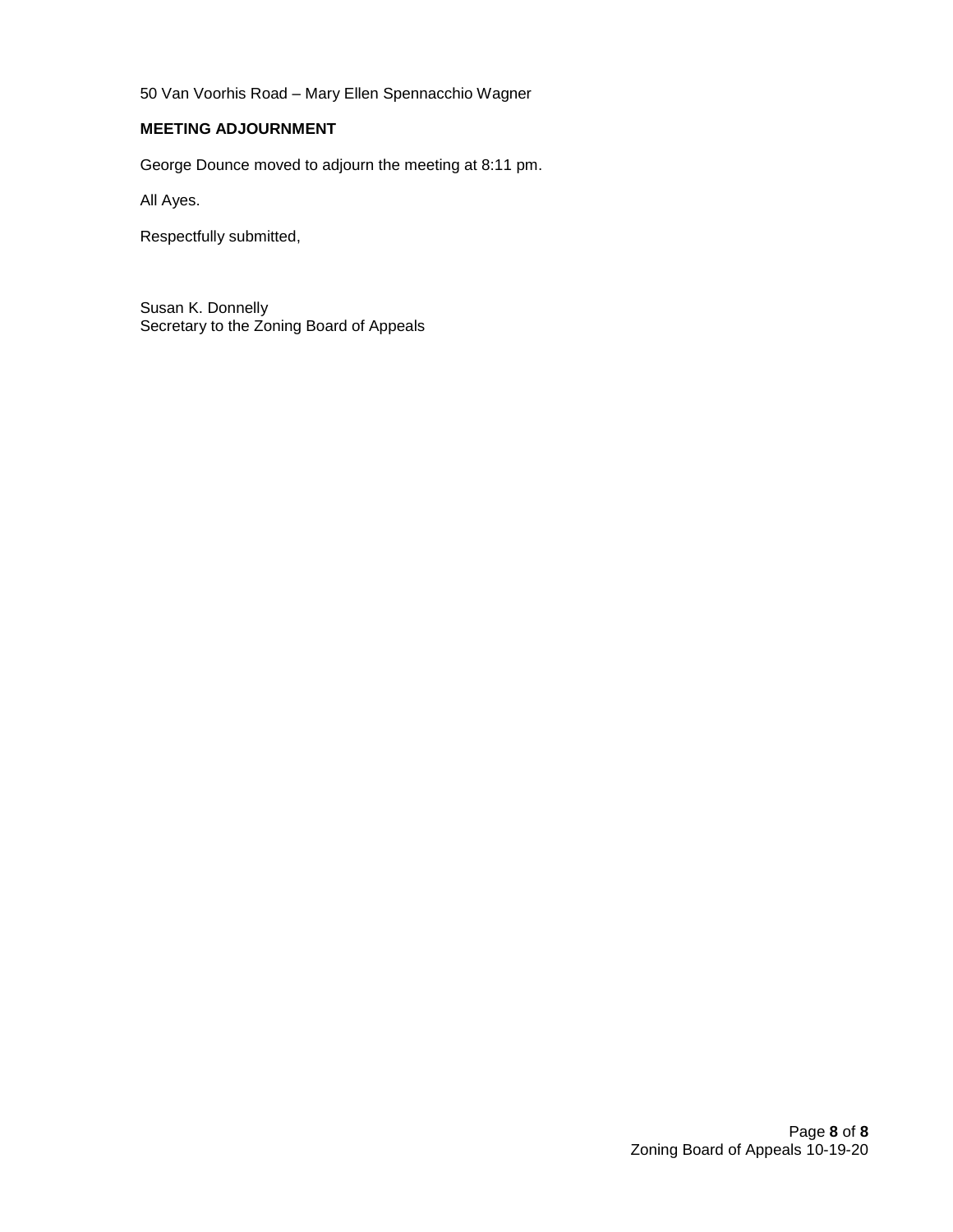50 Van Voorhis Road – Mary Ellen Spennacchio Wagner

**MEETING ADJOURNMENT**

George Dounce moved to adjourn the meeting at 8:11 pm.

All Ayes.

Respectfully submitted,

Susan K. Donnelly
Secretary to the Zoning Board of Appeals